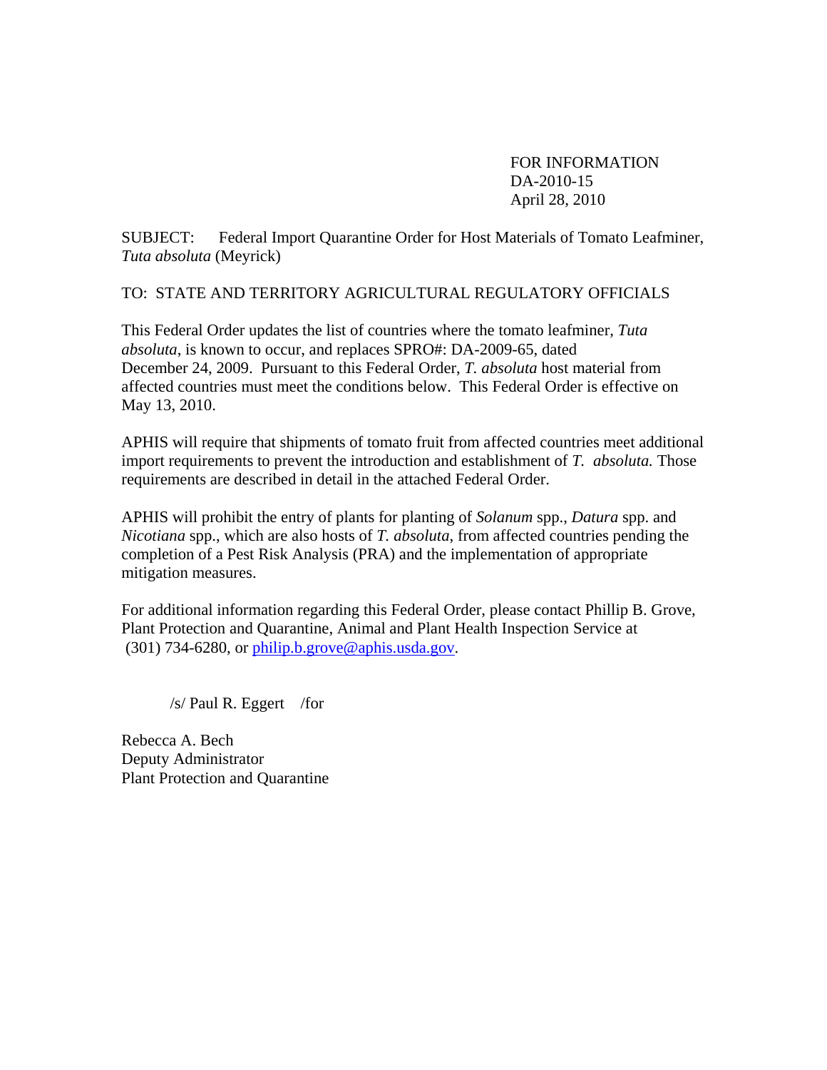FOR INFORMATION
DA-2010-15
April 28, 2010

SUBJECT: Federal Import Quarantine Order for Host Materials of Tomato Leafminer, *Tuta absoluta* (Meyrick)

TO: STATE AND TERRITORY AGRICULTURAL REGULATORY OFFICIALS

This Federal Order updates the list of countries where the tomato leafminer, *Tuta absoluta*, is known to occur, and replaces SPRO#: DA-2009-65, dated December 24, 2009. Pursuant to this Federal Order, *T. absoluta* host material from affected countries must meet the conditions below. This Federal Order is effective on May 13, 2010.

APHIS will require that shipments of tomato fruit from affected countries meet additional import requirements to prevent the introduction and establishment of *T. absoluta.* Those requirements are described in detail in the attached Federal Order.

APHIS will prohibit the entry of plants for planting of *Solanum* spp., *Datura* spp. and *Nicotiana* spp., which are also hosts of *T. absoluta*, from affected countries pending the completion of a Pest Risk Analysis (PRA) and the implementation of appropriate mitigation measures.

For additional information regarding this Federal Order, please contact Phillip B. Grove, Plant Protection and Quarantine, Animal and Plant Health Inspection Service at (301) 734-6280, or philip.b.grove@aphis.usda.gov.

/s/ Paul R. Eggert /for

Rebecca A. Bech
Deputy Administrator
Plant Protection and Quarantine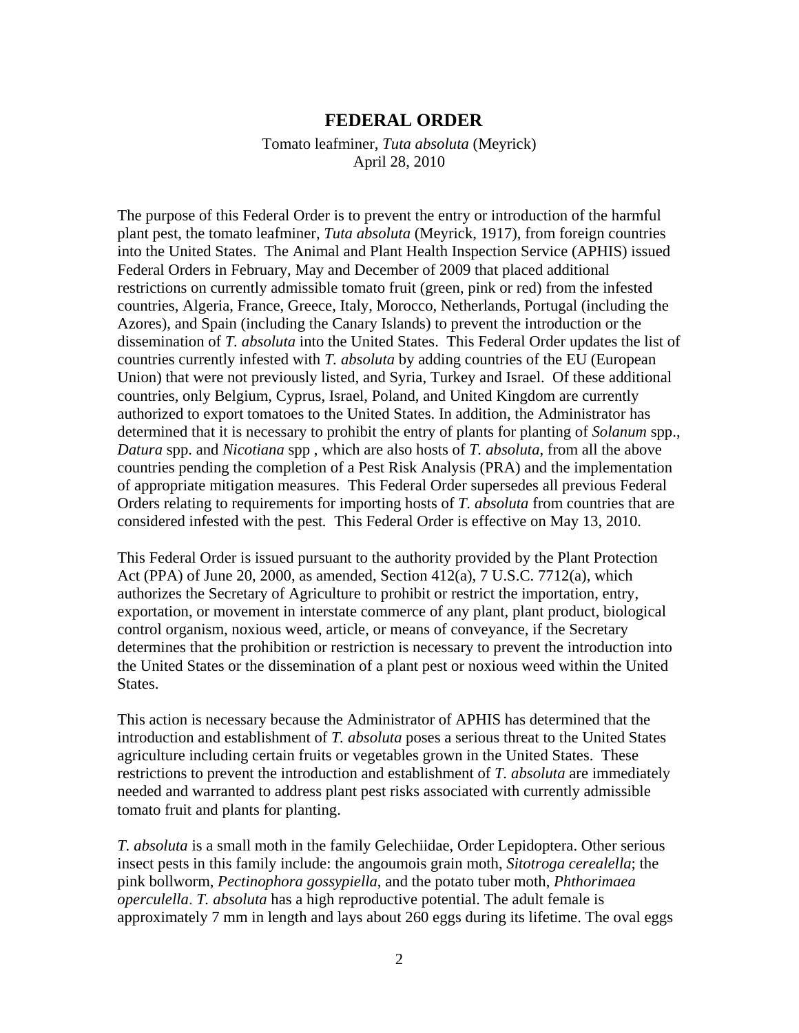# FEDERAL ORDER

Tomato leafminer, *Tuta absoluta* (Meyrick)
April 28, 2010

The purpose of this Federal Order is to prevent the entry or introduction of the harmful plant pest, the tomato leafminer, *Tuta absoluta* (Meyrick, 1917), from foreign countries into the United States. The Animal and Plant Health Inspection Service (APHIS) issued Federal Orders in February, May and December of 2009 that placed additional restrictions on currently admissible tomato fruit (green, pink or red) from the infested countries, Algeria, France, Greece, Italy, Morocco, Netherlands, Portugal (including the Azores), and Spain (including the Canary Islands) to prevent the introduction or the dissemination of *T. absoluta* into the United States. This Federal Order updates the list of countries currently infested with *T. absoluta* by adding countries of the EU (European Union) that were not previously listed, and Syria, Turkey and Israel. Of these additional countries, only Belgium, Cyprus, Israel, Poland, and United Kingdom are currently authorized to export tomatoes to the United States. In addition, the Administrator has determined that it is necessary to prohibit the entry of plants for planting of *Solanum* spp., *Datura* spp. and *Nicotiana* spp , which are also hosts of *T. absoluta*, from all the above countries pending the completion of a Pest Risk Analysis (PRA) and the implementation of appropriate mitigation measures. This Federal Order supersedes all previous Federal Orders relating to requirements for importing hosts of *T. absoluta* from countries that are considered infested with the pest. This Federal Order is effective on May 13, 2010.

This Federal Order is issued pursuant to the authority provided by the Plant Protection Act (PPA) of June 20, 2000, as amended, Section 412(a), 7 U.S.C. 7712(a), which authorizes the Secretary of Agriculture to prohibit or restrict the importation, entry, exportation, or movement in interstate commerce of any plant, plant product, biological control organism, noxious weed, article, or means of conveyance, if the Secretary determines that the prohibition or restriction is necessary to prevent the introduction into the United States or the dissemination of a plant pest or noxious weed within the United States.

This action is necessary because the Administrator of APHIS has determined that the introduction and establishment of *T. absoluta* poses a serious threat to the United States agriculture including certain fruits or vegetables grown in the United States. These restrictions to prevent the introduction and establishment of *T. absoluta* are immediately needed and warranted to address plant pest risks associated with currently admissible tomato fruit and plants for planting.

*T. absoluta* is a small moth in the family Gelechiidae, Order Lepidoptera. Other serious insect pests in this family include: the angoumois grain moth, *Sitotroga cerealella*; the pink bollworm, *Pectinophora gossypiella*, and the potato tuber moth, *Phthorimaea operculella*. *T. absoluta* has a high reproductive potential. The adult female is approximately 7 mm in length and lays about 260 eggs during its lifetime. The oval eggs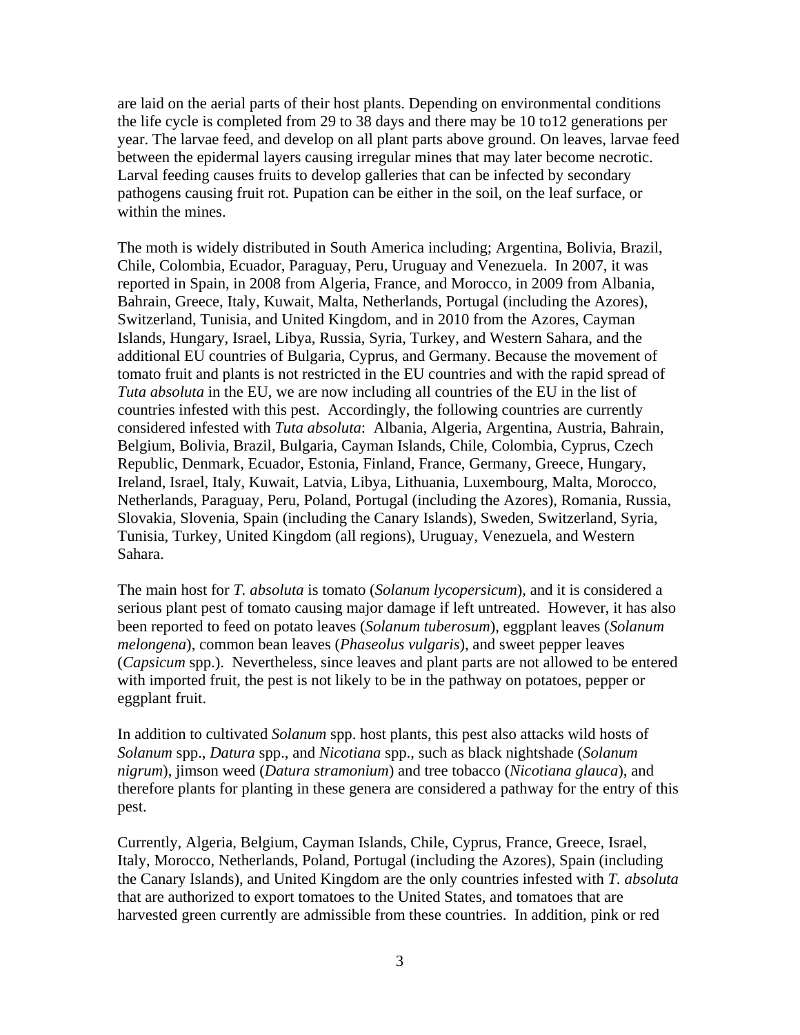are laid on the aerial parts of their host plants. Depending on environmental conditions the life cycle is completed from 29 to 38 days and there may be 10 to12 generations per year. The larvae feed, and develop on all plant parts above ground. On leaves, larvae feed between the epidermal layers causing irregular mines that may later become necrotic. Larval feeding causes fruits to develop galleries that can be infected by secondary pathogens causing fruit rot. Pupation can be either in the soil, on the leaf surface, or within the mines.

The moth is widely distributed in South America including; Argentina, Bolivia, Brazil, Chile, Colombia, Ecuador, Paraguay, Peru, Uruguay and Venezuela. In 2007, it was reported in Spain, in 2008 from Algeria, France, and Morocco, in 2009 from Albania, Bahrain, Greece, Italy, Kuwait, Malta, Netherlands, Portugal (including the Azores), Switzerland, Tunisia, and United Kingdom, and in 2010 from the Azores, Cayman Islands, Hungary, Israel, Libya, Russia, Syria, Turkey, and Western Sahara, and the additional EU countries of Bulgaria, Cyprus, and Germany. Because the movement of tomato fruit and plants is not restricted in the EU countries and with the rapid spread of *Tuta absoluta* in the EU, we are now including all countries of the EU in the list of countries infested with this pest. Accordingly, the following countries are currently considered infested with *Tuta absoluta*: Albania, Algeria, Argentina, Austria, Bahrain, Belgium, Bolivia, Brazil, Bulgaria, Cayman Islands, Chile, Colombia, Cyprus, Czech Republic, Denmark, Ecuador, Estonia, Finland, France, Germany, Greece, Hungary, Ireland, Israel, Italy, Kuwait, Latvia, Libya, Lithuania, Luxembourg, Malta, Morocco, Netherlands, Paraguay, Peru, Poland, Portugal (including the Azores), Romania, Russia, Slovakia, Slovenia, Spain (including the Canary Islands), Sweden, Switzerland, Syria, Tunisia, Turkey, United Kingdom (all regions), Uruguay, Venezuela, and Western Sahara.

The main host for *T. absoluta* is tomato (*Solanum lycopersicum*), and it is considered a serious plant pest of tomato causing major damage if left untreated. However, it has also been reported to feed on potato leaves (*Solanum tuberosum*), eggplant leaves (*Solanum melongena*), common bean leaves (*Phaseolus vulgaris*), and sweet pepper leaves (*Capsicum* spp.). Nevertheless, since leaves and plant parts are not allowed to be entered with imported fruit, the pest is not likely to be in the pathway on potatoes, pepper or eggplant fruit.

In addition to cultivated *Solanum* spp. host plants, this pest also attacks wild hosts of *Solanum* spp., *Datura* spp., and *Nicotiana* spp., such as black nightshade (*Solanum nigrum*), jimson weed (*Datura stramonium*) and tree tobacco (*Nicotiana glauca*), and therefore plants for planting in these genera are considered a pathway for the entry of this pest.

Currently, Algeria, Belgium, Cayman Islands, Chile, Cyprus, France, Greece, Israel, Italy, Morocco, Netherlands, Poland, Portugal (including the Azores), Spain (including the Canary Islands), and United Kingdom are the only countries infested with *T. absoluta* that are authorized to export tomatoes to the United States, and tomatoes that are harvested green currently are admissible from these countries. In addition, pink or red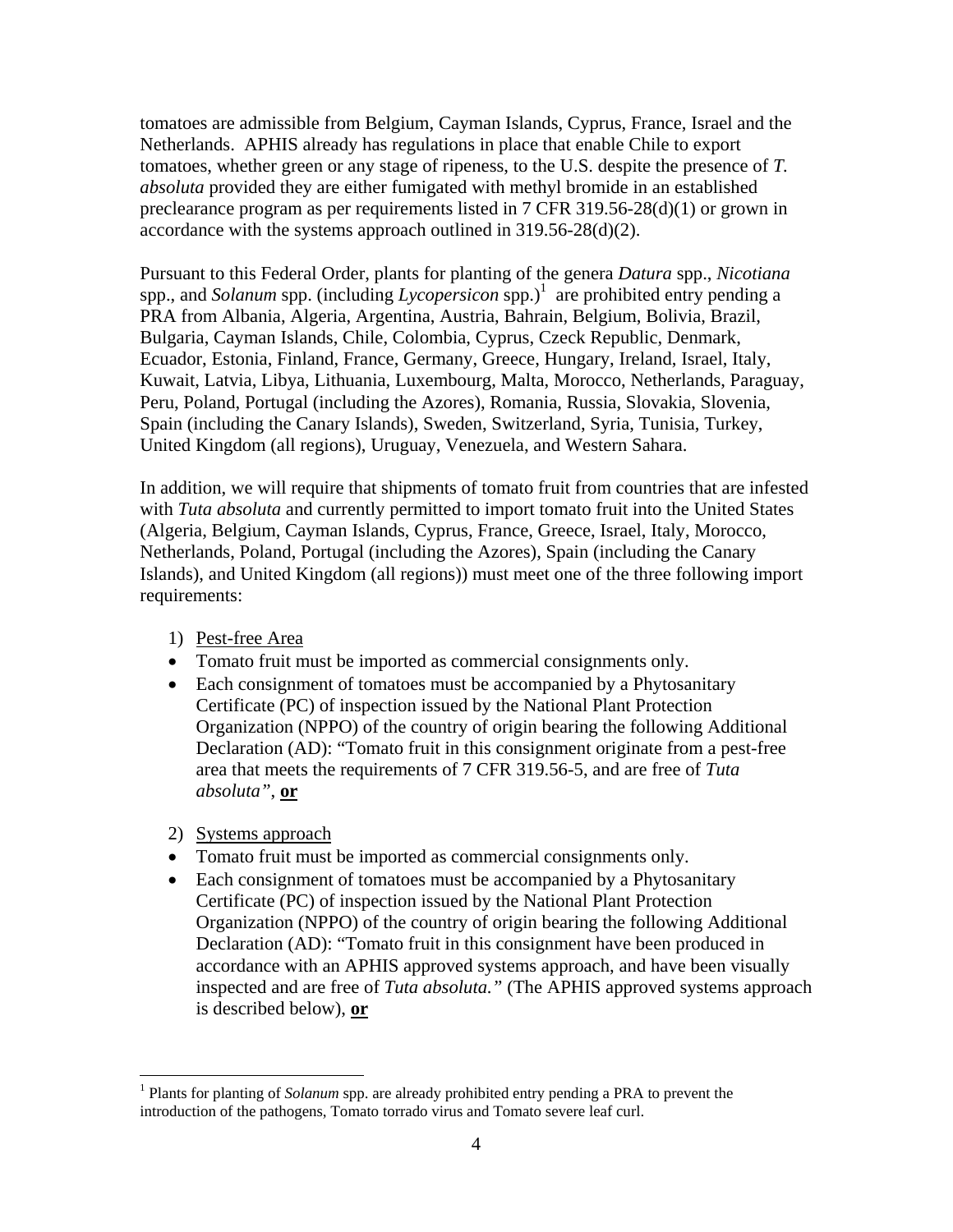tomatoes are admissible from Belgium, Cayman Islands, Cyprus, France, Israel and the Netherlands. APHIS already has regulations in place that enable Chile to export tomatoes, whether green or any stage of ripeness, to the U.S. despite the presence of *T. absoluta* provided they are either fumigated with methyl bromide in an established preclearance program as per requirements listed in 7 CFR 319.56-28(d)(1) or grown in accordance with the systems approach outlined in 319.56-28(d)(2).

Pursuant to this Federal Order, plants for planting of the genera *Datura* spp., *Nicotiana* spp., and *Solanum* spp. (including *Lycopersicon* spp.)[1] are prohibited entry pending a PRA from Albania, Algeria, Argentina, Austria, Bahrain, Belgium, Bolivia, Brazil, Bulgaria, Cayman Islands, Chile, Colombia, Cyprus, Czeck Republic, Denmark, Ecuador, Estonia, Finland, France, Germany, Greece, Hungary, Ireland, Israel, Italy, Kuwait, Latvia, Libya, Lithuania, Luxembourg, Malta, Morocco, Netherlands, Paraguay, Peru, Poland, Portugal (including the Azores), Romania, Russia, Slovakia, Slovenia, Spain (including the Canary Islands), Sweden, Switzerland, Syria, Tunisia, Turkey, United Kingdom (all regions), Uruguay, Venezuela, and Western Sahara.

In addition, we will require that shipments of tomato fruit from countries that are infested with *Tuta absoluta* and currently permitted to import tomato fruit into the United States (Algeria, Belgium, Cayman Islands, Cyprus, France, Greece, Israel, Italy, Morocco, Netherlands, Poland, Portugal (including the Azores), Spain (including the Canary Islands), and United Kingdom (all regions)) must meet one of the three following import requirements:

1) <u>Pest-free Area</u>

- Tomato fruit must be imported as commercial consignments only.
- Each consignment of tomatoes must be accompanied by a Phytosanitary Certificate (PC) of inspection issued by the National Plant Protection Organization (NPPO) of the country of origin bearing the following Additional Declaration (AD): "Tomato fruit in this consignment originate from a pest-free area that meets the requirements of 7 CFR 319.56-5, and are free of *Tuta absoluta"*, **<u>or</u>**

2) <u>Systems approach</u>

- Tomato fruit must be imported as commercial consignments only.
- Each consignment of tomatoes must be accompanied by a Phytosanitary Certificate (PC) of inspection issued by the National Plant Protection Organization (NPPO) of the country of origin bearing the following Additional Declaration (AD): "Tomato fruit in this consignment have been produced in accordance with an APHIS approved systems approach, and have been visually inspected and are free of *Tuta absoluta."* (The APHIS approved systems approach is described below), **<u>or</u>**

[1] Plants for planting of *Solanum* spp. are already prohibited entry pending a PRA to prevent the introduction of the pathogens, Tomato torrado virus and Tomato severe leaf curl.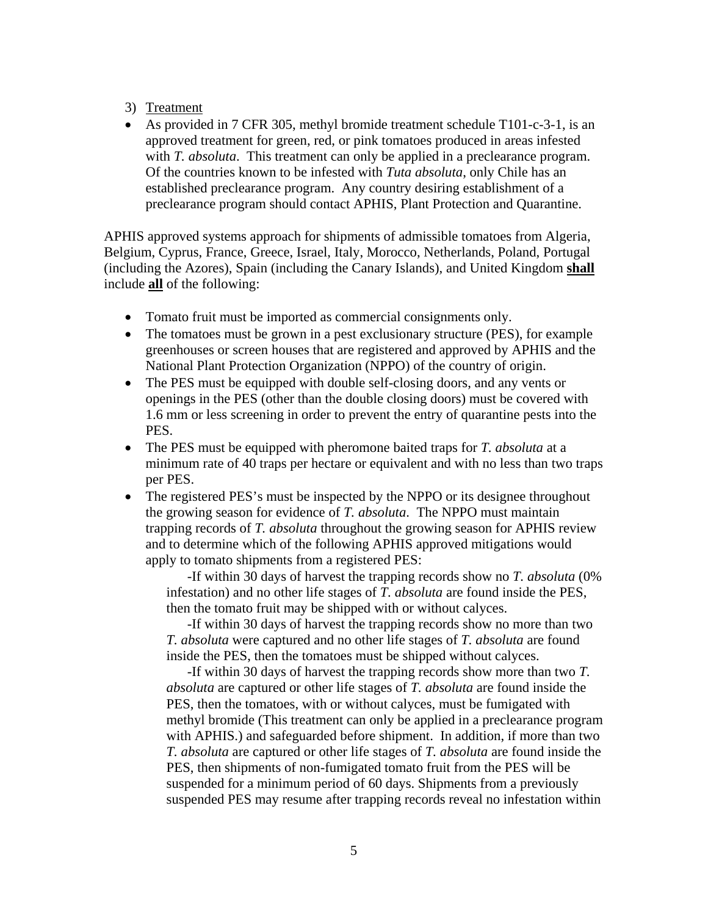3) Treatment

- As provided in 7 CFR 305, methyl bromide treatment schedule T101-c-3-1, is an approved treatment for green, red, or pink tomatoes produced in areas infested with *T. absoluta*. This treatment can only be applied in a preclearance program. Of the countries known to be infested with *Tuta absoluta*, only Chile has an established preclearance program. Any country desiring establishment of a preclearance program should contact APHIS, Plant Protection and Quarantine.

APHIS approved systems approach for shipments of admissible tomatoes from Algeria, Belgium, Cyprus, France, Greece, Israel, Italy, Morocco, Netherlands, Poland, Portugal (including the Azores), Spain (including the Canary Islands), and United Kingdom **shall** include **all** of the following:

- Tomato fruit must be imported as commercial consignments only.
- The tomatoes must be grown in a pest exclusionary structure (PES), for example greenhouses or screen houses that are registered and approved by APHIS and the National Plant Protection Organization (NPPO) of the country of origin.
- The PES must be equipped with double self-closing doors, and any vents or openings in the PES (other than the double closing doors) must be covered with 1.6 mm or less screening in order to prevent the entry of quarantine pests into the PES.
- The PES must be equipped with pheromone baited traps for *T. absoluta* at a minimum rate of 40 traps per hectare or equivalent and with no less than two traps per PES.
- The registered PES's must be inspected by the NPPO or its designee throughout the growing season for evidence of *T. absoluta*. The NPPO must maintain trapping records of *T. absoluta* throughout the growing season for APHIS review and to determine which of the following APHIS approved mitigations would apply to tomato shipments from a registered PES:

  -If within 30 days of harvest the trapping records show no *T. absoluta* (0% infestation) and no other life stages of *T. absoluta* are found inside the PES, then the tomato fruit may be shipped with or without calyces.

  -If within 30 days of harvest the trapping records show no more than two *T. absoluta* were captured and no other life stages of *T. absoluta* are found inside the PES, then the tomatoes must be shipped without calyces.

  -If within 30 days of harvest the trapping records show more than two *T. absoluta* are captured or other life stages of *T. absoluta* are found inside the PES, then the tomatoes, with or without calyces, must be fumigated with methyl bromide (This treatment can only be applied in a preclearance program with APHIS.) and safeguarded before shipment. In addition, if more than two *T. absoluta* are captured or other life stages of *T. absoluta* are found inside the PES, then shipments of non-fumigated tomato fruit from the PES will be suspended for a minimum period of 60 days. Shipments from a previously suspended PES may resume after trapping records reveal no infestation within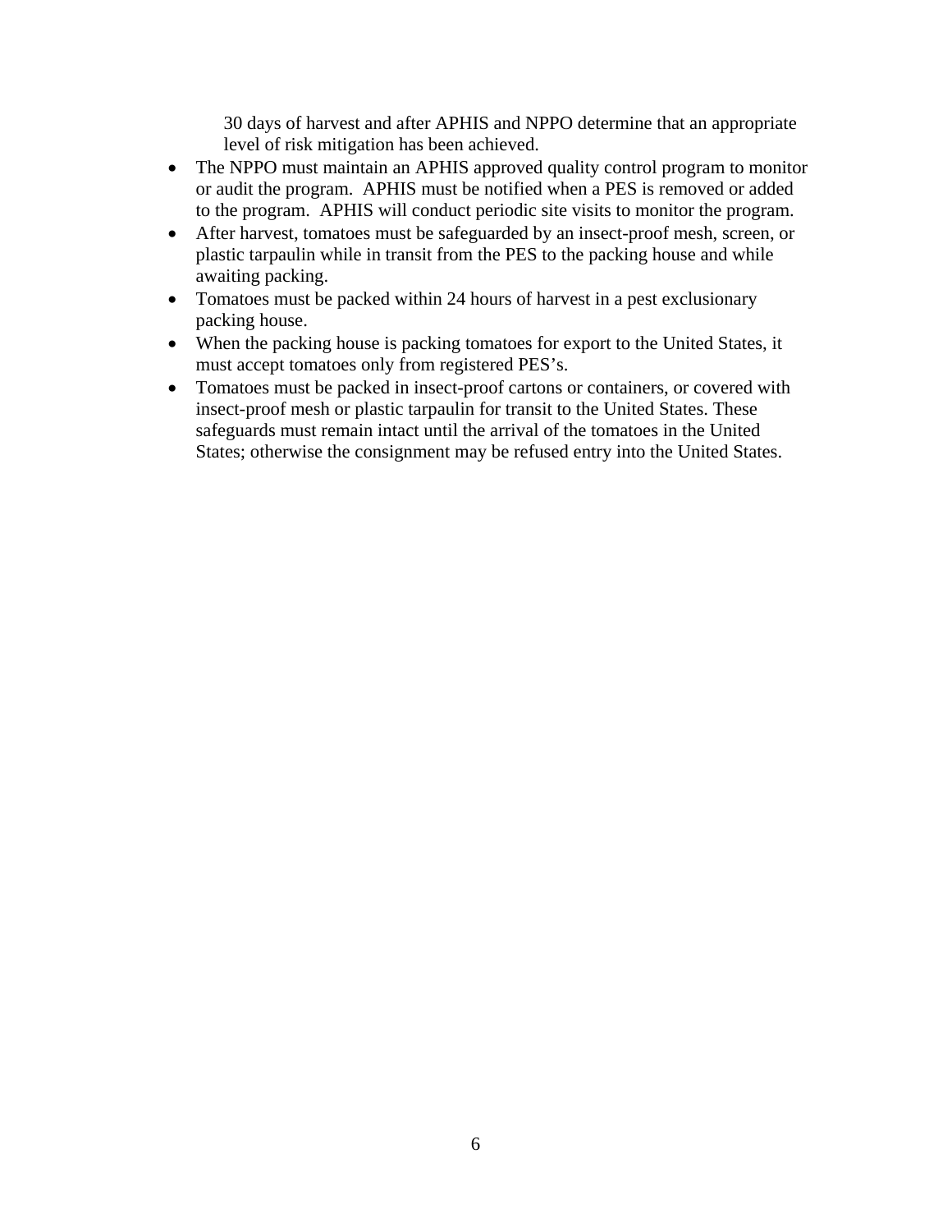30 days of harvest and after APHIS and NPPO determine that an appropriate level of risk mitigation has been achieved.

- The NPPO must maintain an APHIS approved quality control program to monitor or audit the program. APHIS must be notified when a PES is removed or added to the program. APHIS will conduct periodic site visits to monitor the program.
- After harvest, tomatoes must be safeguarded by an insect-proof mesh, screen, or plastic tarpaulin while in transit from the PES to the packing house and while awaiting packing.
- Tomatoes must be packed within 24 hours of harvest in a pest exclusionary packing house.
- When the packing house is packing tomatoes for export to the United States, it must accept tomatoes only from registered PES's.
- Tomatoes must be packed in insect-proof cartons or containers, or covered with insect-proof mesh or plastic tarpaulin for transit to the United States. These safeguards must remain intact until the arrival of the tomatoes in the United States; otherwise the consignment may be refused entry into the United States.